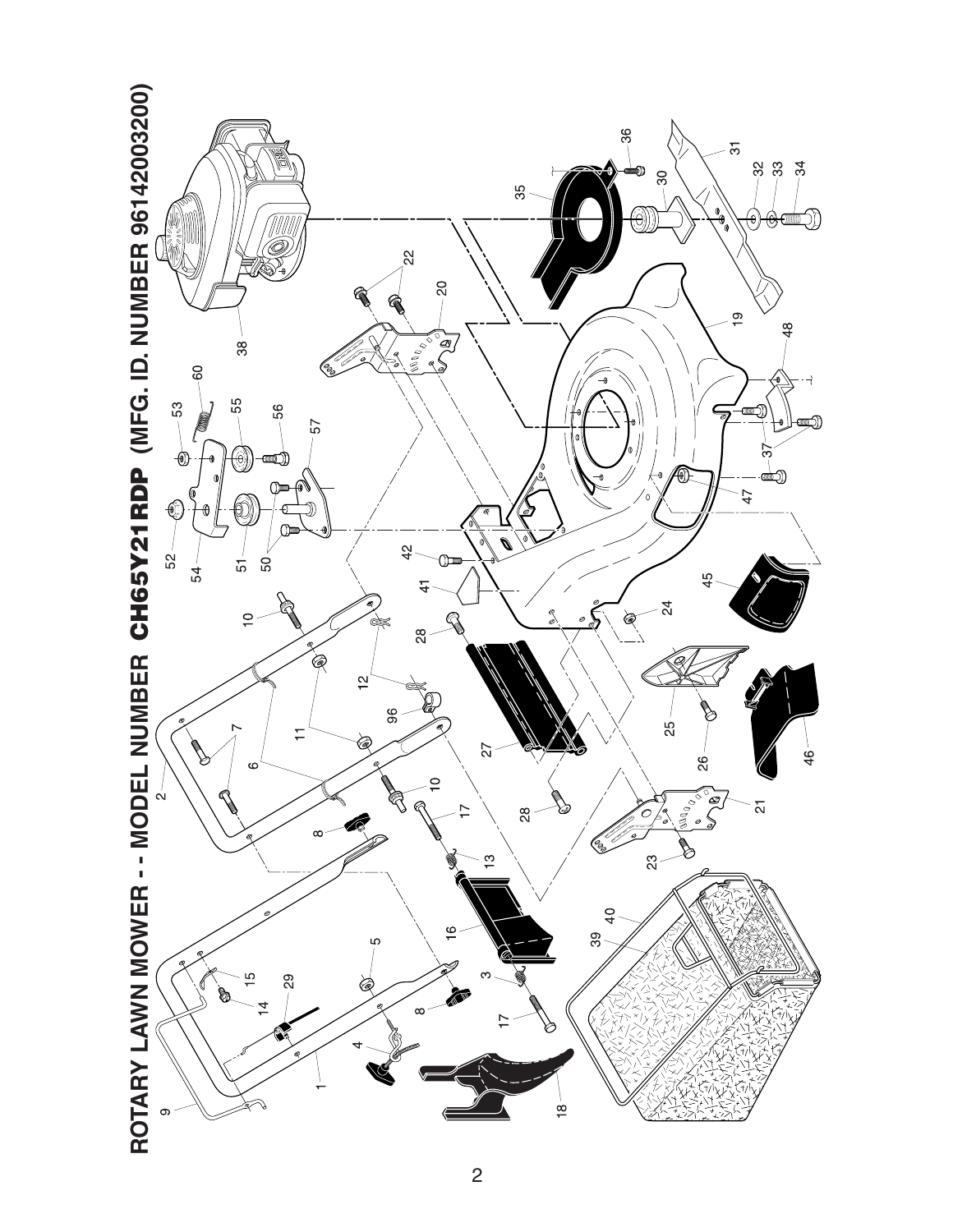# ROTARY LAWN MOWER - - MODEL NUMBER CH65Y21RDP (MFG. ID. NUMBER 96142003200)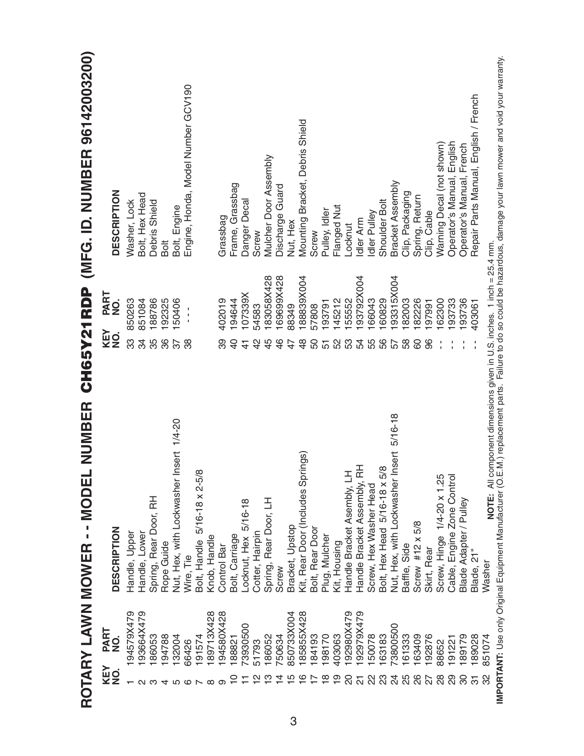# ROTARY LAWN MOWER - - MODEL NUMBER CH65Y21RDP (MFG. ID. NUMBER 96142003200)

| KEY NO. | PART NO. | DESCRIPTION |
|---|---|---|
| 1 | 194579X479 | Handle, Upper |
| 2 | 193664X479 | Handle, Lower |
| 3 | 186053 | Spring, Rear Door, RH |
| 4 | 194788 | Rope Guide |
| 5 | 132004 | Nut, Hex, with Lockwasher Insert 1/4-20 |
| 6 | 66426 | Wire, Tie |
| 7 | 191574 | Bolt, Handle 5/16-18 x 2-5/8 |
| 8 | 189713X428 | Knob, Handle |
| 9 | 194580X428 | Control Bar |
| 10 | 188821 | Bolt, Carriage |
| 11 | 73930500 | Locknut, Hex 5/16-18 |
| 12 | 51793 | Cotter, Hairpin |
| 13 | 186052 | Spring, Rear Door, LH |
| 14 | 750634 | Screw |
| 15 | 850733X004 | Bracket, Upstop |
| 16 | 185855X428 | Kit, Rear Door (Includes Springs) |
| 17 | 184193 | Bolt, Rear Door |
| 18 | 198170 | Plug, Mulcher |
| 19 | 403063 | Kit, Housing |
| 20 | 192980X479 | Handle Bracket Asembly, LH |
| 21 | 192979X479 | Handle Bracket Assembly, RH |
| 22 | 150078 | Screw, Hex Washer Head |
| 23 | 163183 | Bolt, Hex Head 5/16-18 x 5/8 |
| 24 | 73800500 | Nut, Hex, with Lockwasher Insert 5/16-18 |
| 25 | 161333 | Baffle, Side |
| 26 | 163409 | Screw #12 x 5/8 |
| 27 | 192876 | Skirt, Rear |
| 28 | 88652 | Screw, Hinge 1/4-20 x 1.25 |
| 29 | 191221 | Cable, Engine Zone Control |
| 30 | 189179 | Blade Adapter / Pulley |
| 31 | 189028 | Blade, 21" |
| 32 | 851074 | Washer |
| 33 | 850263 | Washer, Lock |
| 34 | 851084 | Bolt, Hex Head |
| 35 | 188786 | Debris Shield |
| 36 | 192325 | Bolt |
| 37 | 150406 | Bolt, Engine |
| 38 | - - - | Engine, Honda, Model Number GCV190 |
| 39 | 402019 | Grassbag |
| 40 | 194644 | Frame, Grassbag |
| 41 | 107339X | Danger Decal |
| 42 | 54583 | Screw |
| 45 | 183058X428 | Mulcher Door Assembly |
| 46 | 169699X428 | Discharge Guard |
| 47 | 88349 | Nut, Hex |
| 48 | 188839X004 | Mounting Bracket, Debris Shield |
| 50 | 57808 | Screw |
| 51 | 193791 | Pulley, Idler |
| 52 | 145212 | Flanged Nut |
| 53 | 155552 | Locknut |
| 54 | 193792X004 | Idler Arm |
| 55 | 166043 | Idler Pulley |
| 56 | 160829 | Shoulder Bolt |
| 57 | 193315X004 | Bracket Assembly |
| 58 | 182003 | Clip, Packaging |
| 60 | 182226 | Spring, Return |
| 96 | 197991 | Clip, Cable |
| - - | 162300 | Warning Decal (not shown) |
| - - | 193733 | Operator's Manual, English |
| - - | 193736 | Operator's Manual, French |
| - - | 403061 | Repair Parts Manual, English / French |

**NOTE:** All component dimensions given in U.S. inches. 1 inch = 25.4 mm.

**IMPORTANT:** Use only Original Equipment Manufacturer (O.E.M.) replacement parts. Failure to do so could be hazardous, damage your lawn mower and void your warranty.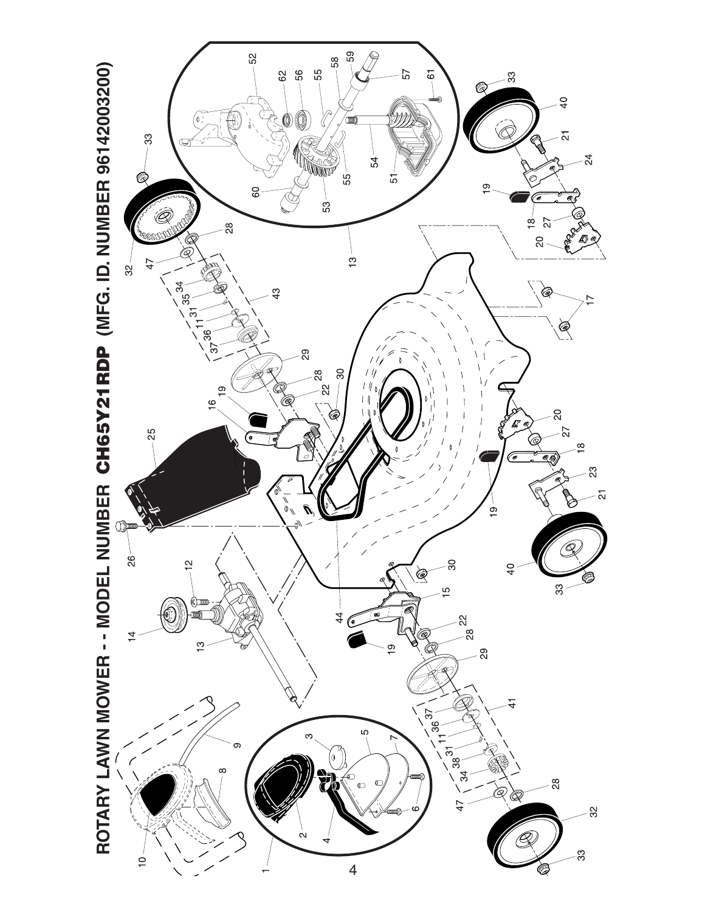# ROTARY LAWN MOWER - - MODEL NUMBER CH65Y21RDP (MFG. ID. NUMBER 96142003200)

1 2 3 4 5 6 7 8 9 10 11 12 13 14 15 16 17 18 19 20 21 22 23 24 25 26 27 28 29 30 31 32 33 34 35 36 37 38 40 41 43 44 47 51 52 53 54 55 56 57 58 59 60 61 62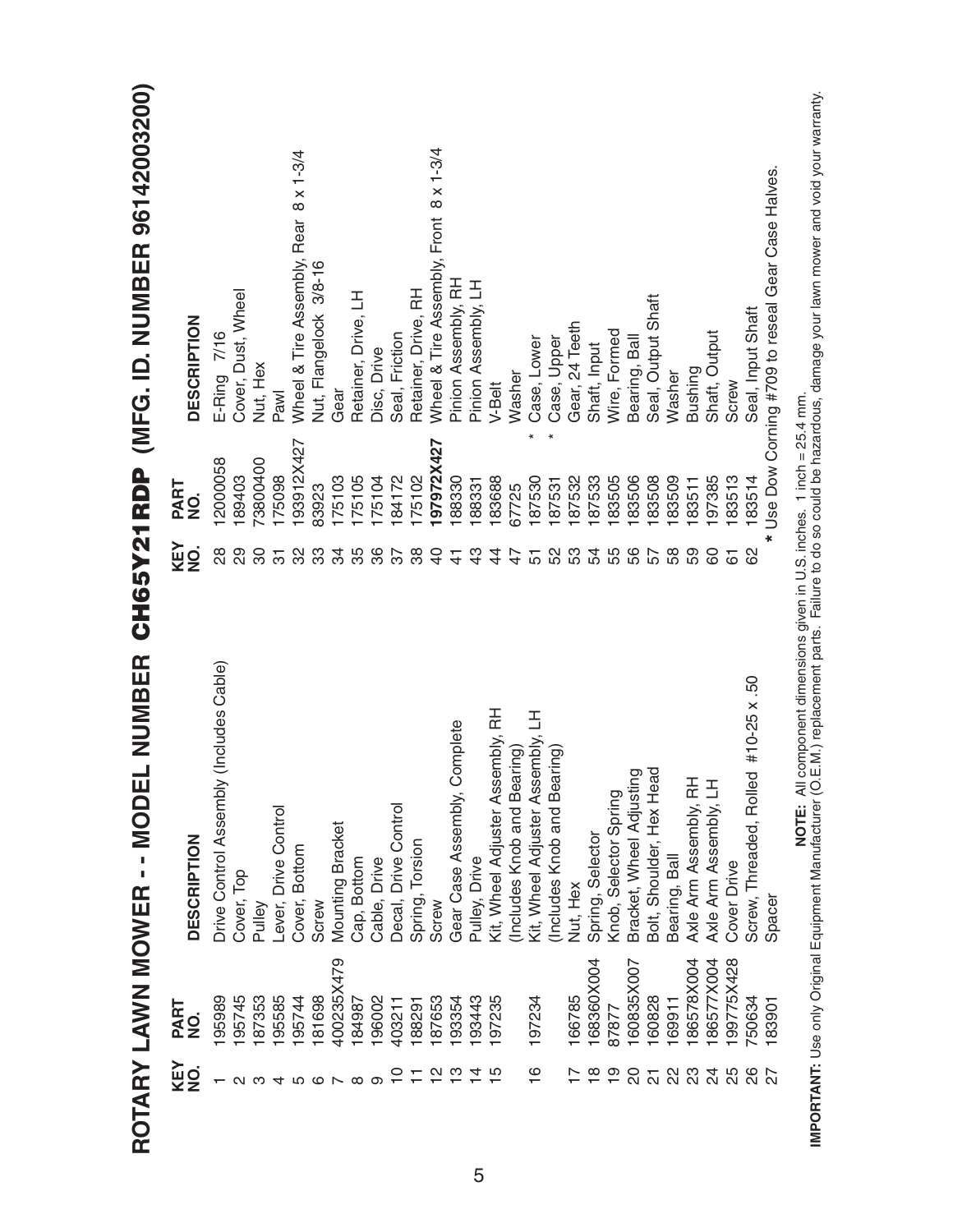# ROTARY LAWN MOWER - - MODEL NUMBER CH65Y21RDP (MFG. ID. NUMBER 96142003200)

| KEY NO. | PART NO. | DESCRIPTION |
|---|---|---|
| 1 | 195989 | Drive Control Assembly (Includes Cable) |
| 2 | 195745 | Cover, Top |
| 3 | 187353 | Pulley |
| 4 | 195585 | Lever, Drive Control |
| 5 | 195744 | Cover, Bottom |
| 6 | 181698 | Screw |
| 7 | 400235X479 | Mounting Bracket |
| 8 | 184987 | Cap, Bottom |
| 9 | 196002 | Cable, Drive |
| 10 | 403211 | Decal, Drive Control |
| 11 | 188291 | Spring, Torsion |
| 12 | 187653 | Screw |
| 13 | 193354 | Gear Case Assembly, Complete |
| 14 | 193443 | Pulley, Drive |
| 15 | 197235 | Kit, Wheel Adjuster Assembly, RH (Includes Knob and Bearing) |
| 16 | 197234 | Kit, Wheel Adjuster Assembly, LH (Includes Knob and Bearing) |
| 17 | 166785 | Nut, Hex |
| 18 | 168360X004 | Spring, Selector |
| 19 | 87877 | Knob, Selector Spring |
| 20 | 160835X007 | Bracket, Wheel Adjusting |
| 21 | 160828 | Bolt, Shoulder, Hex Head |
| 22 | 169911 | Bearing, Ball |
| 23 | 186578X004 | Axle Arm Assembly, RH |
| 24 | 186577X004 | Axle Arm Assembly, LH |
| 25 | 199775X428 | Cover Drive |
| 26 | 750634 | Screw, Threaded, Rolled #10-25 x .50 |
| 27 | 183901 | Spacer |

| KEY NO. | PART NO. | DESCRIPTION |
|---|---|---|
| 28 | 12000058 | E-Ring 7/16 |
| 29 | 189403 | Cover, Dust, Wheel |
| 30 | 73800400 | Nut, Hex |
| 31 | 175098 | Pawl |
| 32 | 193912X427 | Wheel & Tire Assembly, Rear 8 x 1-3/4 |
| 33 | 83923 | Nut, Flangelock 3/8-16 |
| 34 | 175103 | Gear |
| 35 | 175105 | Retainer, Drive, LH |
| 36 | 175104 | Disc, Drive |
| 37 | 184172 | Seal, Friction |
| 38 | 175102 | Retainer, Drive, RH |
| 40 | **197972X427** | Wheel & Tire Assembly, Front 8 x 1-3/4 |
| 41 | 188330 | Pinion Assembly, RH |
| 43 | 188331 | Pinion Assembly, LH |
| 44 | 183688 | V-Belt |
| 47 | 67725 | Washer |
| 51 | 187530 | * Case, Lower |
| 52 | 187531 | * Case, Upper |
| 53 | 187532 | Gear, 24 Teeth |
| 54 | 187533 | Shaft, Input |
| 55 | 183505 | Wire, Formed |
| 56 | 183506 | Bearing, Ball |
| 57 | 183508 | Seal, Output Shaft |
| 58 | 183509 | Washer |
| 59 | 183511 | Bushing |
| 60 | 197385 | Shaft, Output |
| 61 | 183513 | Screw |
| 62 | 183514 | Seal, Input Shaft |

\* Use Dow Corning #709 to reseal Gear Case Halves.

**NOTE:** All component dimensions given in U.S. inches. 1 inch = 25.4 mm.

**IMPORTANT:** Use only Original Equipment Manufacturer (O.E.M.) replacement parts. Failure to do so could be hazardous, damage your lawn mower and void your warranty.